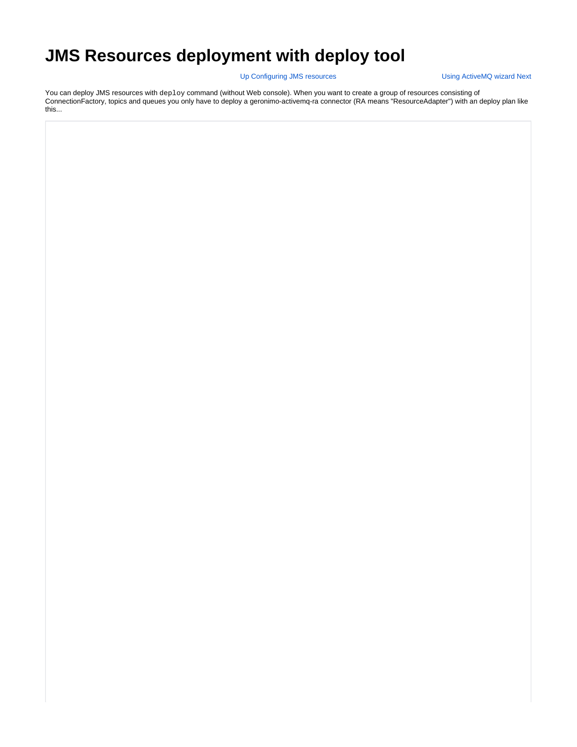# JMS Resources deployment with deploy tool

Up Configuring JMS resources Using ActiveMQ wizard Next

You can deploy JMS resources with `deploy` command (without Web console). When you want to create a group of resources consisting of ConnectionFactory, topics and queues you only have to deploy a geronimo-activemq-ra connector (RA means "ResourceAdapter") with an deploy plan like this...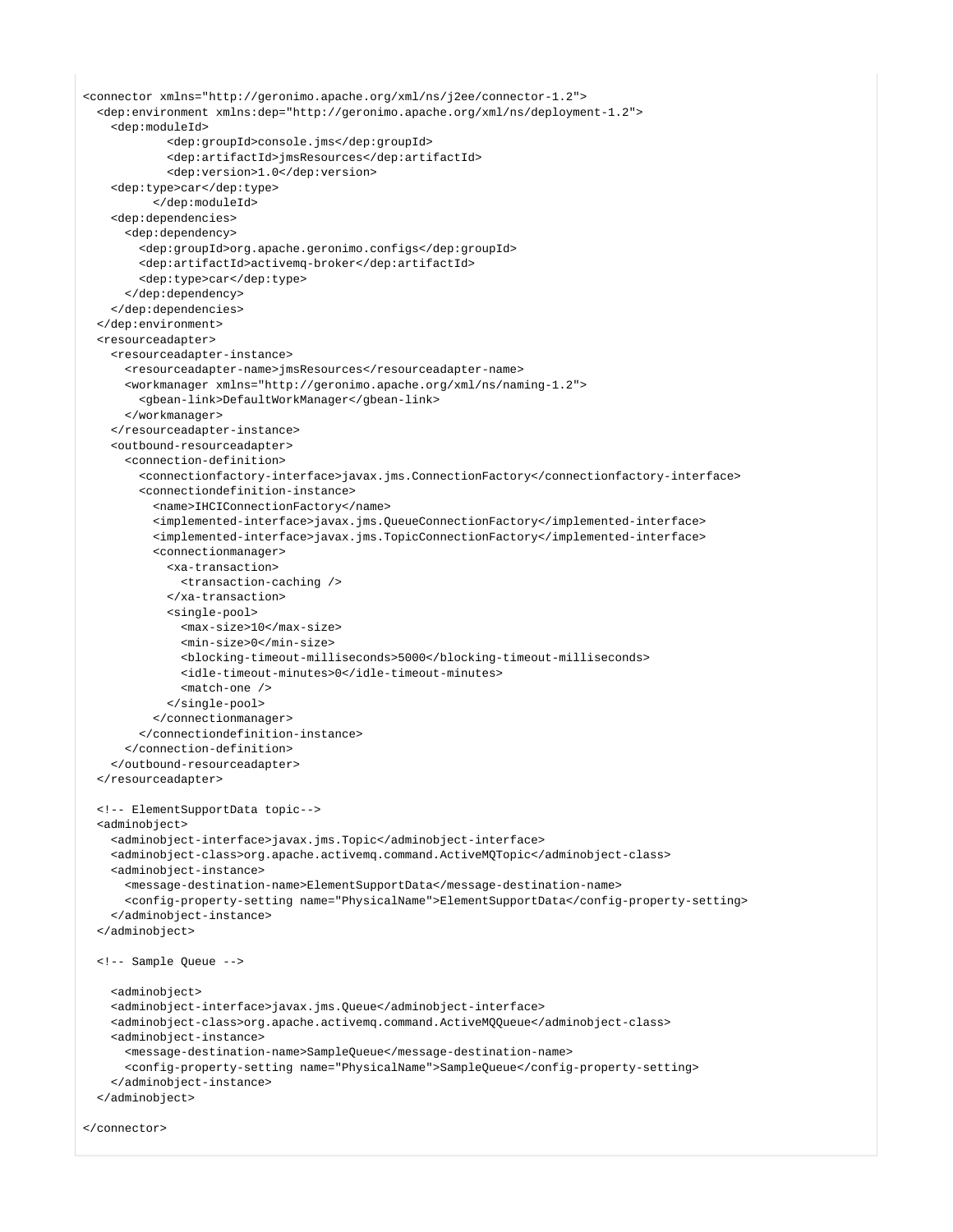```
<connector xmlns="http://geronimo.apache.org/xml/ns/j2ee/connector-1.2">
  <dep:environment xmlns:dep="http://geronimo.apache.org/xml/ns/deployment-1.2">
    <dep:moduleId>
            <dep:groupId>console.jms</dep:groupId>
            <dep:artifactId>jmsResources</dep:artifactId>
            <dep:version>1.0</dep:version>
    <dep:type>car</dep:type>
          </dep:moduleId>
    <dep:dependencies>
      <dep:dependency>
        <dep:groupId>org.apache.geronimo.configs</dep:groupId>
        <dep:artifactId>activemq-broker</dep:artifactId>
        <dep:type>car</dep:type>
      </dep:dependency>
    </dep:dependencies>
  </dep:environment>
  <resourceadapter>
    <resourceadapter-instance>
      <resourceadapter-name>jmsResources</resourceadapter-name>
      <workmanager xmlns="http://geronimo.apache.org/xml/ns/naming-1.2">
        <gbean-link>DefaultWorkManager</gbean-link>
      </workmanager>
    </resourceadapter-instance>
    <outbound-resourceadapter>
      <connection-definition>
        <connectionfactory-interface>javax.jms.ConnectionFactory</connectionfactory-interface>
        <connectiondefinition-instance>
          <name>IHCIConnectionFactory</name>
          <implemented-interface>javax.jms.QueueConnectionFactory</implemented-interface>
          <implemented-interface>javax.jms.TopicConnectionFactory</implemented-interface>
          <connectionmanager>
            <xa-transaction>
              <transaction-caching />
            </xa-transaction>
            <single-pool>
              <max-size>10</max-size>
              <min-size>0</min-size>
              <blocking-timeout-milliseconds>5000</blocking-timeout-milliseconds>
              <idle-timeout-minutes>0</idle-timeout-minutes>
              <match-one />
            </single-pool>
          </connectionmanager>
        </connectiondefinition-instance>
      </connection-definition>
    </outbound-resourceadapter>
  </resourceadapter>

  <!-- ElementSupportData topic-->
  <adminobject>
    <adminobject-interface>javax.jms.Topic</adminobject-interface>
    <adminobject-class>org.apache.activemq.command.ActiveMQTopic</adminobject-class>
    <adminobject-instance>
      <message-destination-name>ElementSupportData</message-destination-name>
      <config-property-setting name="PhysicalName">ElementSupportData</config-property-setting>
    </adminobject-instance>
  </adminobject>

  <!-- Sample Queue -->

    <adminobject>
    <adminobject-interface>javax.jms.Queue</adminobject-interface>
    <adminobject-class>org.apache.activemq.command.ActiveMQQueue</adminobject-class>
    <adminobject-instance>
      <message-destination-name>SampleQueue</message-destination-name>
      <config-property-setting name="PhysicalName">SampleQueue</config-property-setting>
    </adminobject-instance>
  </adminobject>

</connector>
```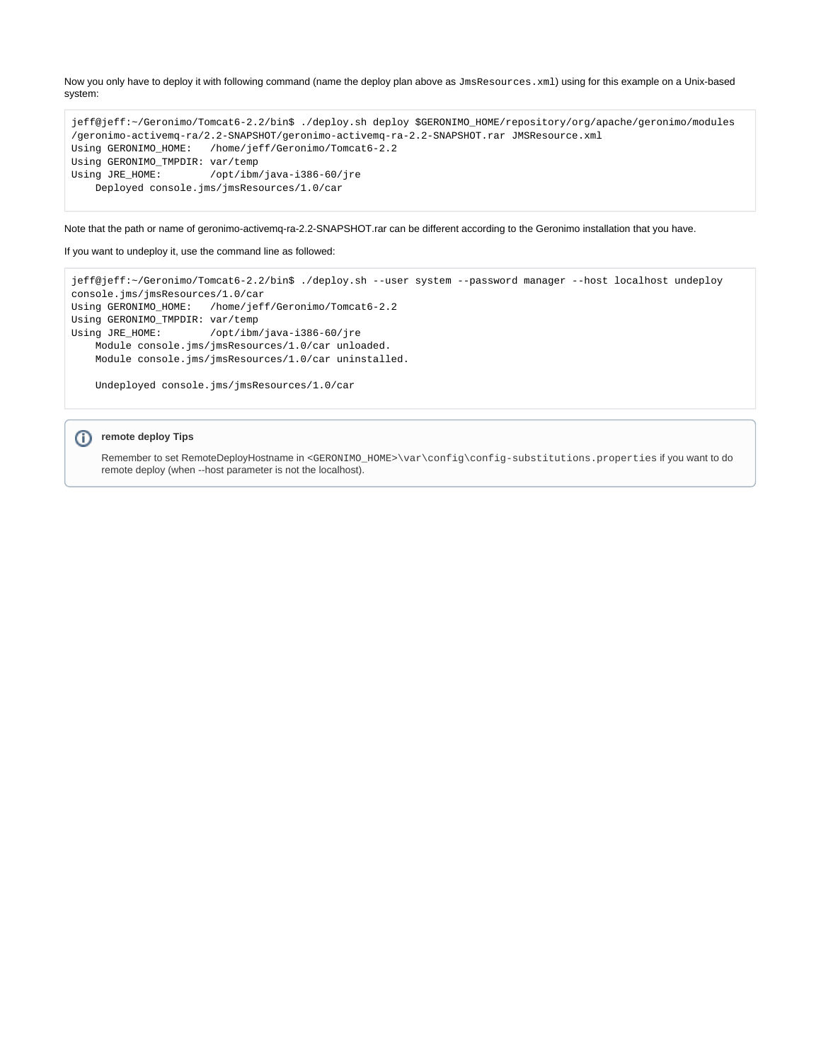Now you only have to deploy it with following command (name the deploy plan above as `JmsResources.xml`) using for this example on a Unix-based system:

```
jeff@jeff:~/Geronimo/Tomcat6-2.2/bin$ ./deploy.sh deploy $GERONIMO_HOME/repository/org/apache/geronimo/modules
/geronimo-activemq-ra/2.2-SNAPSHOT/geronimo-activemq-ra-2.2-SNAPSHOT.rar JMSResource.xml
Using GERONIMO_HOME:   /home/jeff/Geronimo/Tomcat6-2.2
Using GERONIMO_TMPDIR: var/temp
Using JRE_HOME:        /opt/ibm/java-i386-60/jre
    Deployed console.jms/jmsResources/1.0/car
```

Note that the path or name of geronimo-activemq-ra-2.2-SNAPSHOT.rar can be different according to the Geronimo installation that you have.

If you want to undeploy it, use the command line as followed:

```
jeff@jeff:~/Geronimo/Tomcat6-2.2/bin$ ./deploy.sh --user system --password manager --host localhost undeploy
console.jms/jmsResources/1.0/car
Using GERONIMO_HOME:   /home/jeff/Geronimo/Tomcat6-2.2
Using GERONIMO_TMPDIR: var/temp
Using JRE_HOME:        /opt/ibm/java-i386-60/jre
    Module console.jms/jmsResources/1.0/car unloaded.
    Module console.jms/jmsResources/1.0/car uninstalled.

    Undeployed console.jms/jmsResources/1.0/car
```

**remote deploy Tips**

Remember to set RemoteDeployHostname in `<GERONIMO_HOME>\var\config\config-substitutions.properties` if you want to do remote deploy (when --host parameter is not the localhost).